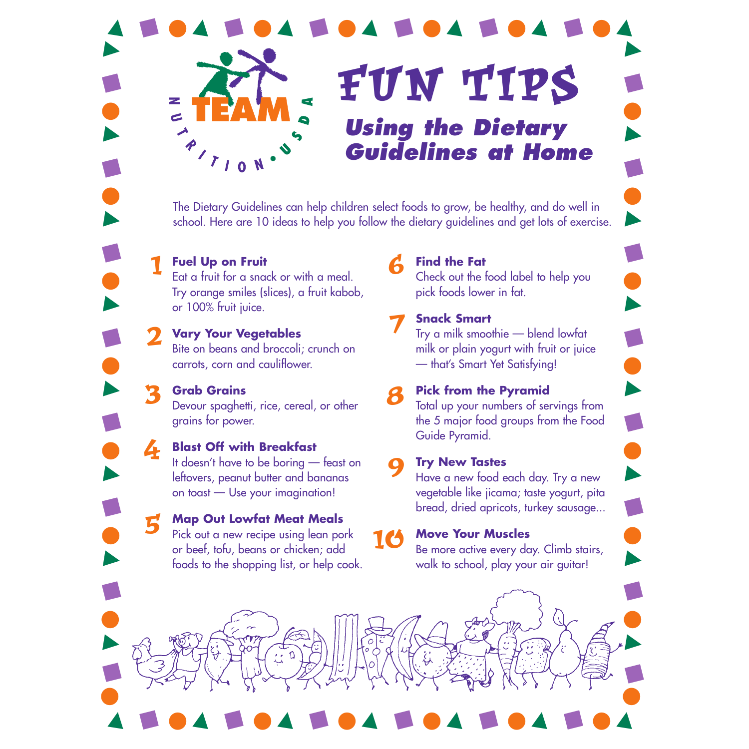TEAM NUTRITION • USDA

# FUN TIPS

## Using the Dietary Guidelines at Home

The Dietary Guidelines can help children select foods to grow, be healthy, and do well in school. Here are 10 ideas to help you follow the dietary guidelines and get lots of exercise.

1. **Fuel Up on Fruit**
   Eat a fruit for a snack or with a meal. Try orange smiles (slices), a fruit kabob, or 100% fruit juice.

2. **Vary Your Vegetables**
   Bite on beans and broccoli; crunch on carrots, corn and cauliflower.

3. **Grab Grains**
   Devour spaghetti, rice, cereal, or other grains for power.

4. **Blast Off with Breakfast**
   It doesn't have to be boring — feast on leftovers, peanut butter and bananas on toast — Use your imagination!

5. **Map Out Lowfat Meat Meals**
   Pick out a new recipe using lean pork or beef, tofu, beans or chicken; add foods to the shopping list, or help cook.

6. **Find the Fat**
   Check out the food label to help you pick foods lower in fat.

7. **Snack Smart**
   Try a milk smoothie — blend lowfat milk or plain yogurt with fruit or juice — that's Smart Yet Satisfying!

8. **Pick from the Pyramid**
   Total up your numbers of servings from the 5 major food groups from the Food Guide Pyramid.

9. **Try New Tastes**
   Have a new food each day. Try a new vegetable like jicama; taste yogurt, pita bread, dried apricots, turkey sausage...

10. **Move Your Muscles**
    Be more active every day. Climb stairs, walk to school, play your air guitar!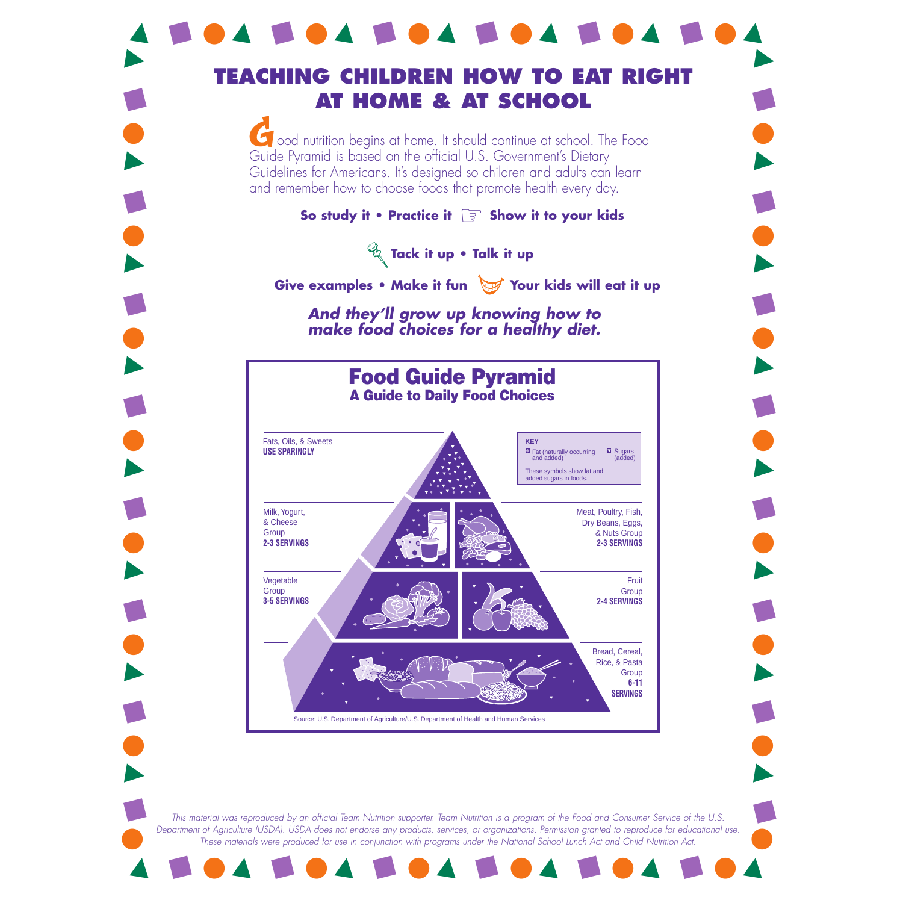# TEACHING CHILDREN HOW TO EAT RIGHT AT HOME & AT SCHOOL

Good nutrition begins at home. It should continue at school. The Food Guide Pyramid is based on the official U.S. Government's Dietary Guidelines for Americans. It's designed so children and adults can learn and remember how to choose foods that promote health every day.

**So study it • Practice it ☞ Show it to your kids**

**Tack it up • Talk it up**

**Give examples • Make it fun Your kids will eat it up**

***And they'll grow up knowing how to make food choices for a healthy diet.***

## Food Guide Pyramid

### A Guide to Daily Food Choices

Fats, Oils, & Sweets
**USE SPARINGLY**

KEY
Fat (naturally occurring and added)
Sugars (added)
These symbols show fat and added sugars in foods.

Milk, Yogurt, & Cheese Group
**2-3 SERVINGS**

Meat, Poultry, Fish, Dry Beans, Eggs, & Nuts Group
**2-3 SERVINGS**

Vegetable Group
**3-5 SERVINGS**

Fruit Group
**2-4 SERVINGS**

Bread, Cereal, Rice, & Pasta Group
**6-11 SERVINGS**

Source: U.S. Department of Agriculture/U.S. Department of Health and Human Services

*This material was reproduced by an official Team Nutrition supporter. Team Nutrition is a program of the Food and Consumer Service of the U.S. Department of Agriculture (USDA). USDA does not endorse any products, services, or organizations. Permission granted to reproduce for educational use. These materials were produced for use in conjunction with programs under the National School Lunch Act and Child Nutrition Act.*